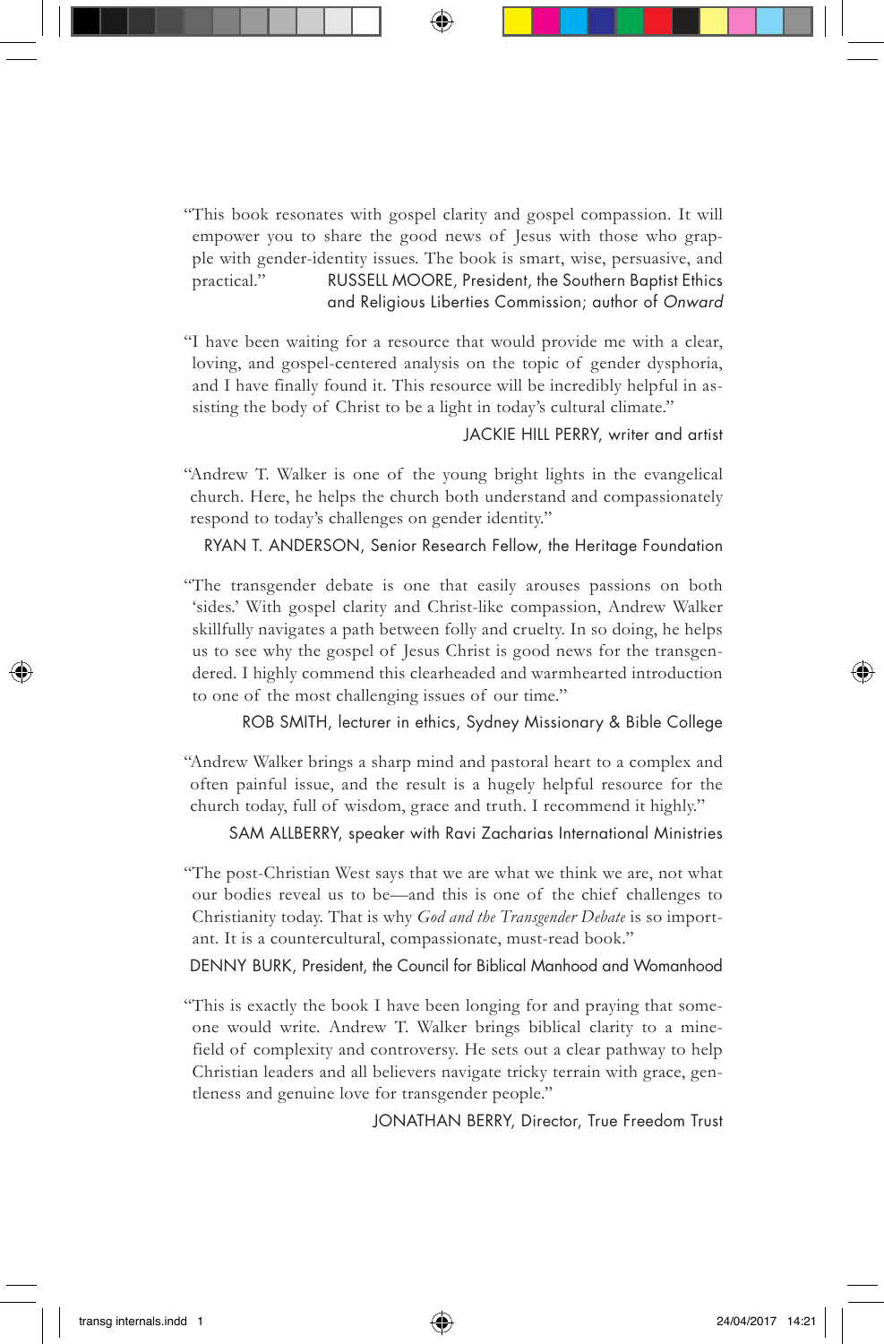"This book resonates with gospel clarity and gospel compassion. It will empower you to share the good news of Jesus with those who grapple with gender-identity issues. The book is smart, wise, persuasive, and practical."

RUSSELL MOORE, President, the Southern Baptist Ethics and Religious Liberties Commission; author of *Onward*

"I have been waiting for a resource that would provide me with a clear, loving, and gospel-centered analysis on the topic of gender dysphoria, and I have finally found it. This resource will be incredibly helpful in assisting the body of Christ to be a light in today's cultural climate."

JACKIE HILL PERRY, writer and artist

"Andrew T. Walker is one of the young bright lights in the evangelical church. Here, he helps the church both understand and compassionately respond to today's challenges on gender identity."

RYAN T. ANDERSON, Senior Research Fellow, the Heritage Foundation

"The transgender debate is one that easily arouses passions on both 'sides.' With gospel clarity and Christ-like compassion, Andrew Walker skillfully navigates a path between folly and cruelty. In so doing, he helps us to see why the gospel of Jesus Christ is good news for the transgendered. I highly commend this clearheaded and warmhearted introduction to one of the most challenging issues of our time."

ROB SMITH, lecturer in ethics, Sydney Missionary & Bible College

"Andrew Walker brings a sharp mind and pastoral heart to a complex and often painful issue, and the result is a hugely helpful resource for the church today, full of wisdom, grace and truth. I recommend it highly."

SAM ALLBERRY, speaker with Ravi Zacharias International Ministries

"The post-Christian West says that we are what we think we are, not what our bodies reveal us to be—and this is one of the chief challenges to Christianity today. That is why *God and the Transgender Debate* is so important. It is a countercultural, compassionate, must-read book."

DENNY BURK, President, the Council for Biblical Manhood and Womanhood

"This is exactly the book I have been longing for and praying that someone would write. Andrew T. Walker brings biblical clarity to a minefield of complexity and controversy. He sets out a clear pathway to help Christian leaders and all believers navigate tricky terrain with grace, gentleness and genuine love for transgender people."

JONATHAN BERRY, Director, True Freedom Trust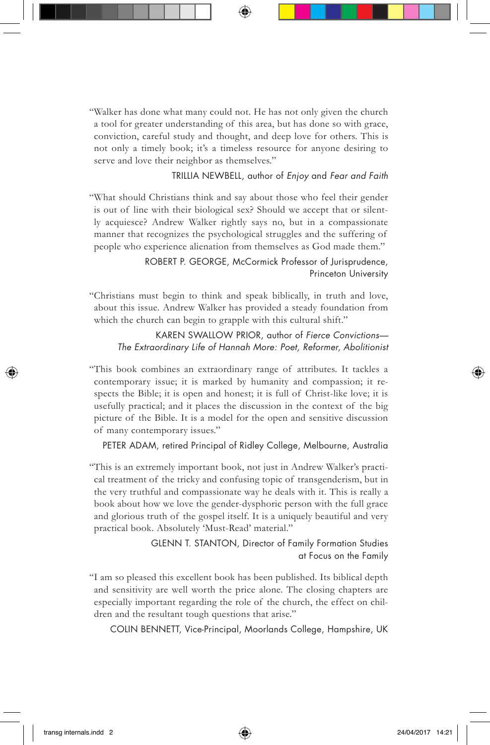"Walker has done what many could not. He has not only given the church a tool for greater understanding of this area, but has done so with grace, conviction, careful study and thought, and deep love for others. This is not only a timely book; it's a timeless resource for anyone desiring to serve and love their neighbor as themselves."

TRILLIA NEWBELL, author of *Enjoy* and *Fear and Faith*

"What should Christians think and say about those who feel their gender is out of line with their biological sex? Should we accept that or silently acquiesce? Andrew Walker rightly says no, but in a compassionate manner that recognizes the psychological struggles and the suffering of people who experience alienation from themselves as God made them."

ROBERT P. GEORGE, McCormick Professor of Jurisprudence, Princeton University

"Christians must begin to think and speak biblically, in truth and love, about this issue. Andrew Walker has provided a steady foundation from which the church can begin to grapple with this cultural shift."

KAREN SWALLOW PRIOR, author of *Fierce Convictions—The Extraordinary Life of Hannah More: Poet, Reformer, Abolitionist*

"This book combines an extraordinary range of attributes. It tackles a contemporary issue; it is marked by humanity and compassion; it respects the Bible; it is open and honest; it is full of Christ-like love; it is usefully practical; and it places the discussion in the context of the big picture of the Bible. It is a model for the open and sensitive discussion of many contemporary issues."

PETER ADAM, retired Principal of Ridley College, Melbourne, Australia

"This is an extremely important book, not just in Andrew Walker's practical treatment of the tricky and confusing topic of transgenderism, but in the very truthful and compassionate way he deals with it. This is really a book about how we love the gender-dysphoric person with the full grace and glorious truth of the gospel itself. It is a uniquely beautiful and very practical book. Absolutely 'Must-Read' material."

GLENN T. STANTON, Director of Family Formation Studies at Focus on the Family

"I am so pleased this excellent book has been published. Its biblical depth and sensitivity are well worth the price alone. The closing chapters are especially important regarding the role of the church, the effect on children and the resultant tough questions that arise."

COLIN BENNETT, Vice-Principal, Moorlands College, Hampshire, UK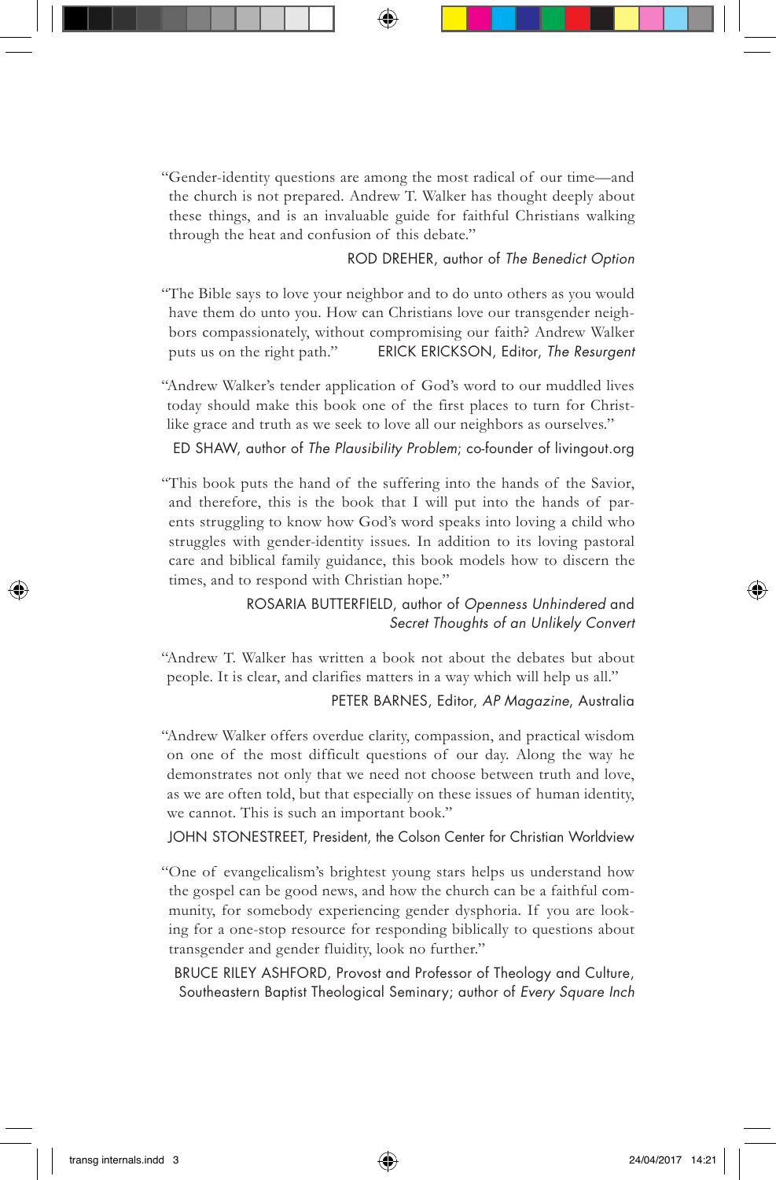"Gender-identity questions are among the most radical of our time—and the church is not prepared. Andrew T. Walker has thought deeply about these things, and is an invaluable guide for faithful Christians walking through the heat and confusion of this debate."

ROD DREHER, author of *The Benedict Option*

"The Bible says to love your neighbor and to do unto others as you would have them do unto you. How can Christians love our transgender neighbors compassionately, without compromising our faith? Andrew Walker puts us on the right path."

ERICK ERICKSON, Editor, *The Resurgent*

"Andrew Walker's tender application of God's word to our muddled lives today should make this book one of the first places to turn for Christ-like grace and truth as we seek to love all our neighbors as ourselves."

ED SHAW, author of *The Plausibility Problem*; co-founder of livingout.org

"This book puts the hand of the suffering into the hands of the Savior, and therefore, this is the book that I will put into the hands of parents struggling to know how God's word speaks into loving a child who struggles with gender-identity issues. In addition to its loving pastoral care and biblical family guidance, this book models how to discern the times, and to respond with Christian hope."

ROSARIA BUTTERFIELD, author of *Openness Unhindered* and *Secret Thoughts of an Unlikely Convert*

"Andrew T. Walker has written a book not about the debates but about people. It is clear, and clarifies matters in a way which will help us all."

PETER BARNES, Editor, *AP Magazine*, Australia

"Andrew Walker offers overdue clarity, compassion, and practical wisdom on one of the most difficult questions of our day. Along the way he demonstrates not only that we need not choose between truth and love, as we are often told, but that especially on these issues of human identity, we cannot. This is such an important book."

JOHN STONESTREET, President, the Colson Center for Christian Worldview

"One of evangelicalism's brightest young stars helps us understand how the gospel can be good news, and how the church can be a faithful community, for somebody experiencing gender dysphoria. If you are looking for a one-stop resource for responding biblically to questions about transgender and gender fluidity, look no further."

BRUCE RILEY ASHFORD, Provost and Professor of Theology and Culture, Southeastern Baptist Theological Seminary; author of *Every Square Inch*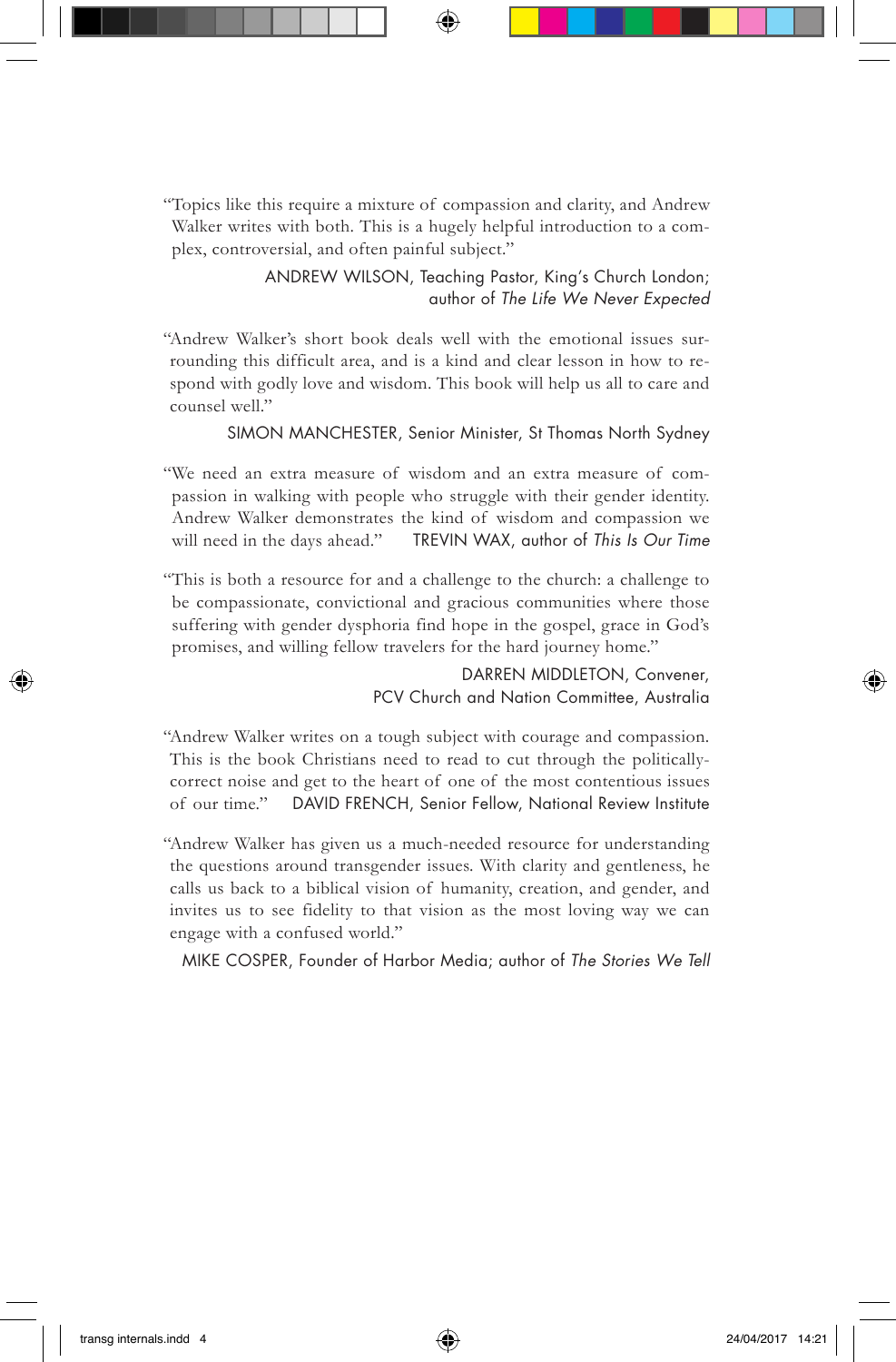"Topics like this require a mixture of compassion and clarity, and Andrew Walker writes with both. This is a hugely helpful introduction to a complex, controversial, and often painful subject."

ANDREW WILSON, Teaching Pastor, King's Church London; author of *The Life We Never Expected*

"Andrew Walker's short book deals well with the emotional issues surrounding this difficult area, and is a kind and clear lesson in how to respond with godly love and wisdom. This book will help us all to care and counsel well."

SIMON MANCHESTER, Senior Minister, St Thomas North Sydney

"We need an extra measure of wisdom and an extra measure of compassion in walking with people who struggle with their gender identity. Andrew Walker demonstrates the kind of wisdom and compassion we will need in the days ahead."

TREVIN WAX, author of *This Is Our Time*

"This is both a resource for and a challenge to the church: a challenge to be compassionate, convictional and gracious communities where those suffering with gender dysphoria find hope in the gospel, grace in God's promises, and willing fellow travelers for the hard journey home."

DARREN MIDDLETON, Convener, PCV Church and Nation Committee, Australia

"Andrew Walker writes on a tough subject with courage and compassion. This is the book Christians need to read to cut through the politically-correct noise and get to the heart of one of the most contentious issues of our time."

DAVID FRENCH, Senior Fellow, National Review Institute

"Andrew Walker has given us a much-needed resource for understanding the questions around transgender issues. With clarity and gentleness, he calls us back to a biblical vision of humanity, creation, and gender, and invites us to see fidelity to that vision as the most loving way we can engage with a confused world."

MIKE COSPER, Founder of Harbor Media; author of *The Stories We Tell*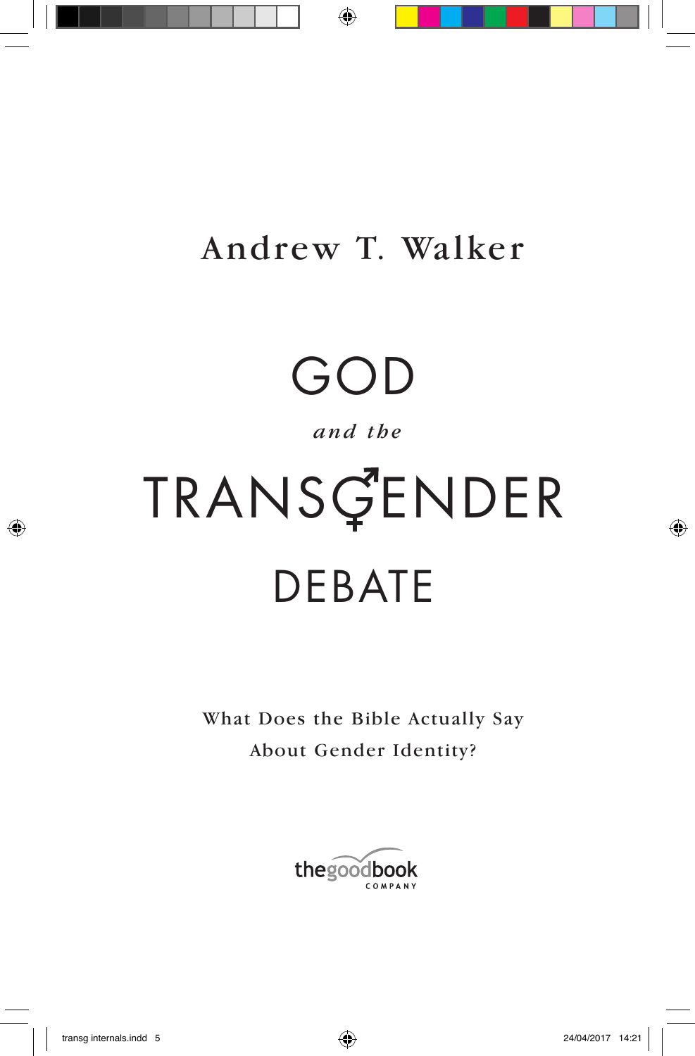Andrew T. Walker

# GOD

*and the*

# TRANSGENDER

# DEBATE

What Does the Bible Actually Say About Gender Identity?

thegoodbook COMPANY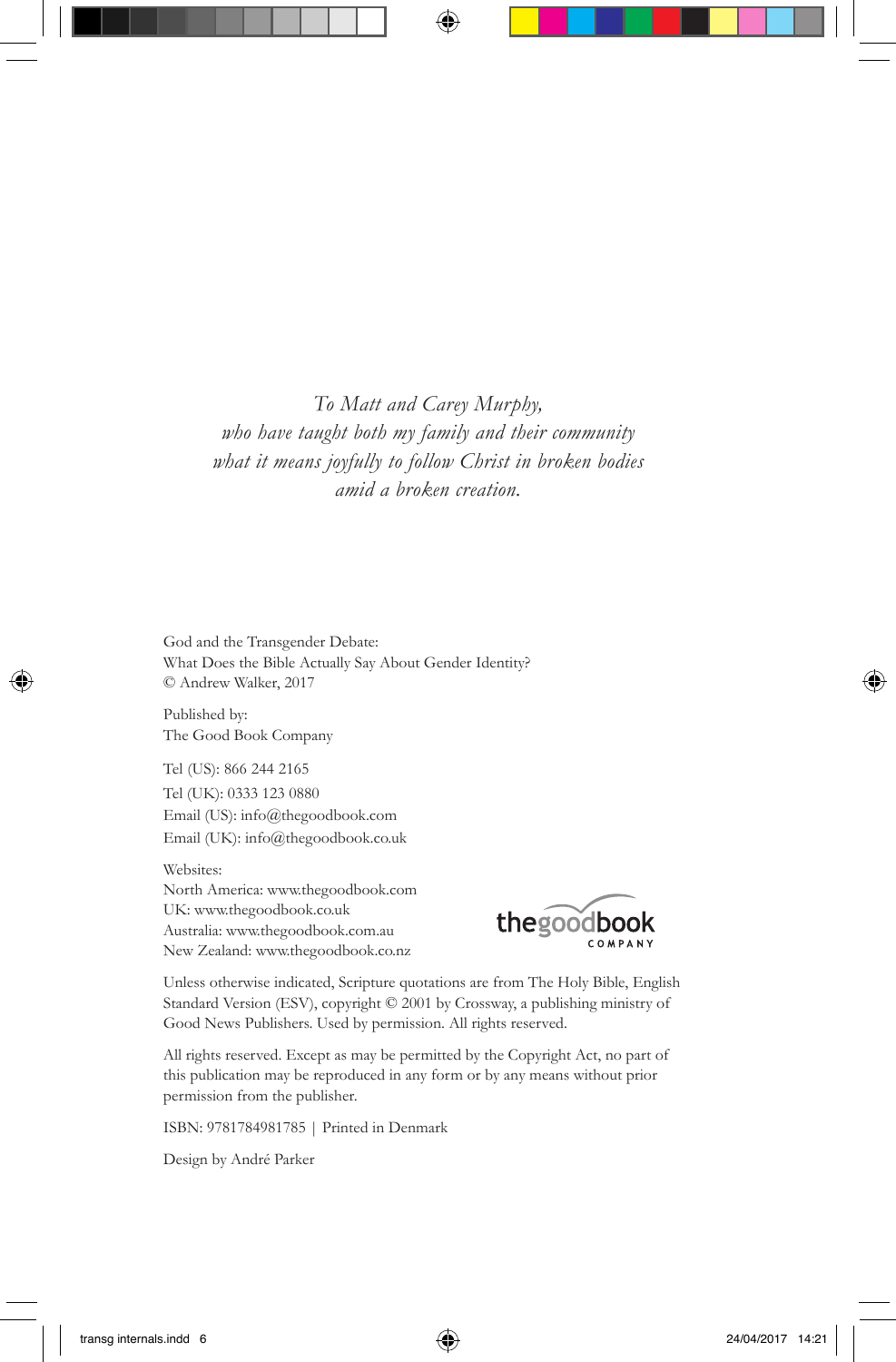*To Matt and Carey Murphy,*
*who have taught both my family and their community*
*what it means joyfully to follow Christ in broken bodies*
*amid a broken creation.*

God and the Transgender Debate:
What Does the Bible Actually Say About Gender Identity?
© Andrew Walker, 2017

Published by:
The Good Book Company

Tel (US): 866 244 2165
Tel (UK): 0333 123 0880
Email (US): info@thegoodbook.com
Email (UK): info@thegoodbook.co.uk

Websites:
North America: www.thegoodbook.com
UK: www.thegoodbook.co.uk
Australia: www.thegoodbook.com.au
New Zealand: www.thegoodbook.co.nz

thegoodbook COMPANY

Unless otherwise indicated, Scripture quotations are from The Holy Bible, English Standard Version (ESV), copyright © 2001 by Crossway, a publishing ministry of Good News Publishers. Used by permission. All rights reserved.

All rights reserved. Except as may be permitted by the Copyright Act, no part of this publication may be reproduced in any form or by any means without prior permission from the publisher.

ISBN: 9781784981785 | Printed in Denmark

Design by André Parker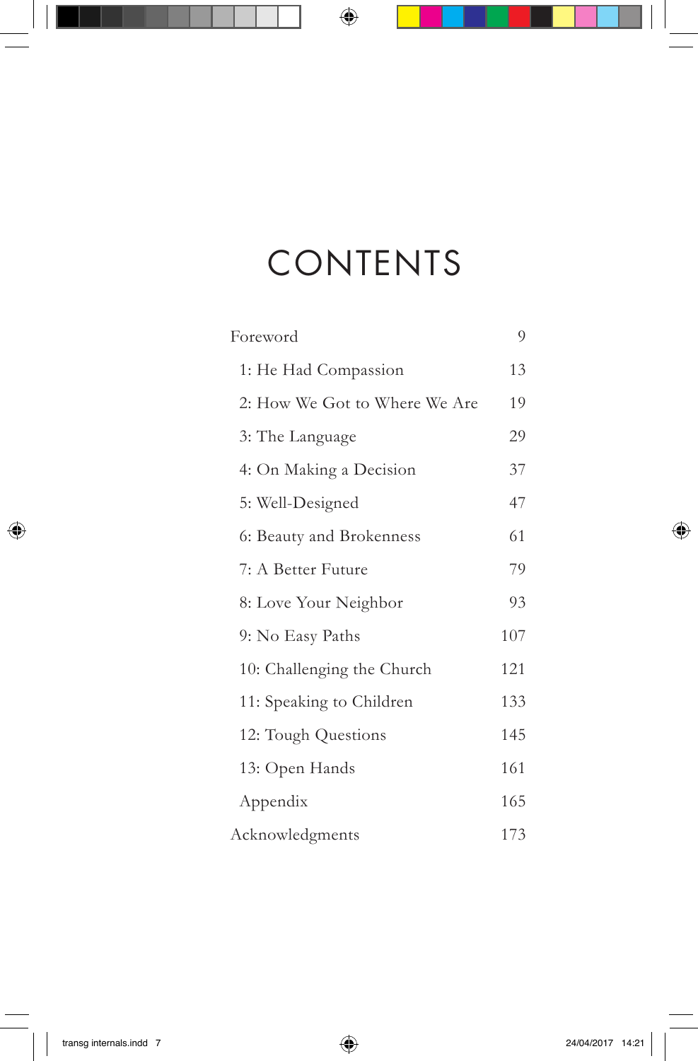# CONTENTS

| | |
|---|---|
| Foreword | 9 |
| 1: He Had Compassion | 13 |
| 2: How We Got to Where We Are | 19 |
| 3: The Language | 29 |
| 4: On Making a Decision | 37 |
| 5: Well-Designed | 47 |
| 6: Beauty and Brokenness | 61 |
| 7: A Better Future | 79 |
| 8: Love Your Neighbor | 93 |
| 9: No Easy Paths | 107 |
| 10: Challenging the Church | 121 |
| 11: Speaking to Children | 133 |
| 12: Tough Questions | 145 |
| 13: Open Hands | 161 |
| Appendix | 165 |
| Acknowledgments | 173 |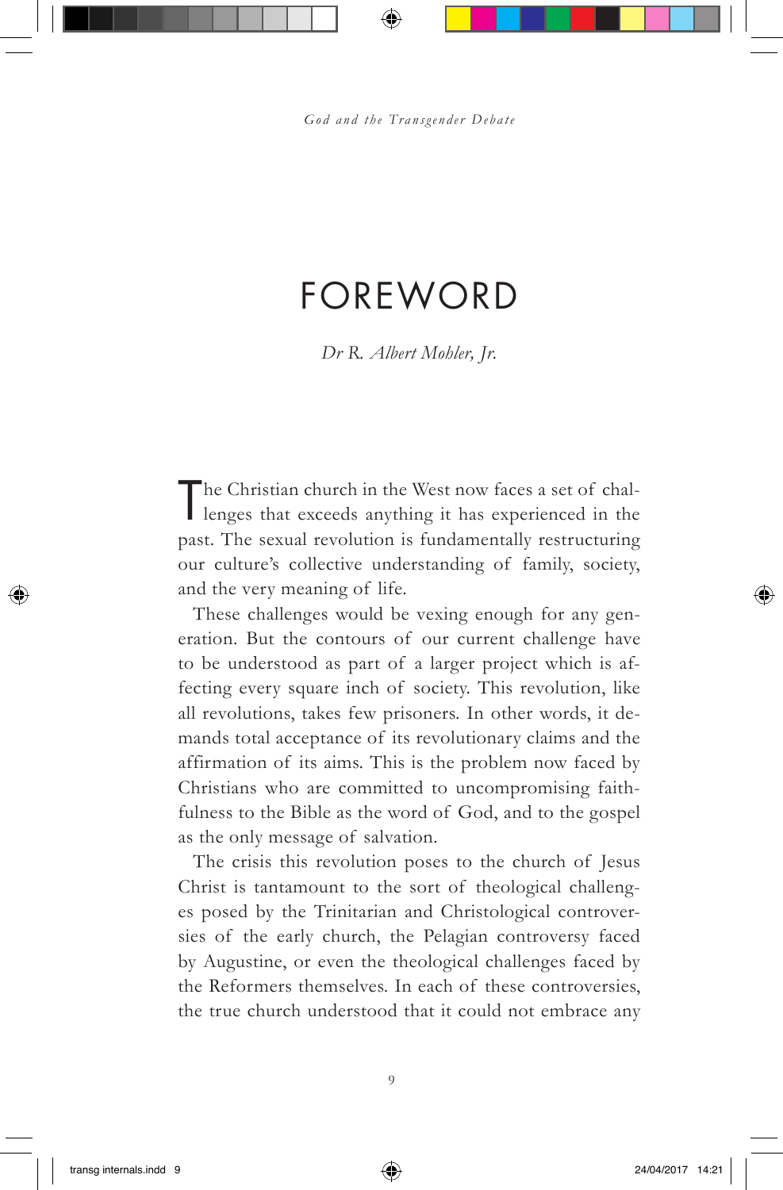# FOREWORD

*Dr R. Albert Mohler, Jr.*

The Christian church in the West now faces a set of challenges that exceeds anything it has experienced in the past. The sexual revolution is fundamentally restructuring our culture's collective understanding of family, society, and the very meaning of life.

These challenges would be vexing enough for any generation. But the contours of our current challenge have to be understood as part of a larger project which is affecting every square inch of society. This revolution, like all revolutions, takes few prisoners. In other words, it demands total acceptance of its revolutionary claims and the affirmation of its aims. This is the problem now faced by Christians who are committed to uncompromising faithfulness to the Bible as the word of God, and to the gospel as the only message of salvation.

The crisis this revolution poses to the church of Jesus Christ is tantamount to the sort of theological challenges posed by the Trinitarian and Christological controversies of the early church, the Pelagian controversy faced by Augustine, or even the theological challenges faced by the Reformers themselves. In each of these controversies, the true church understood that it could not embrace any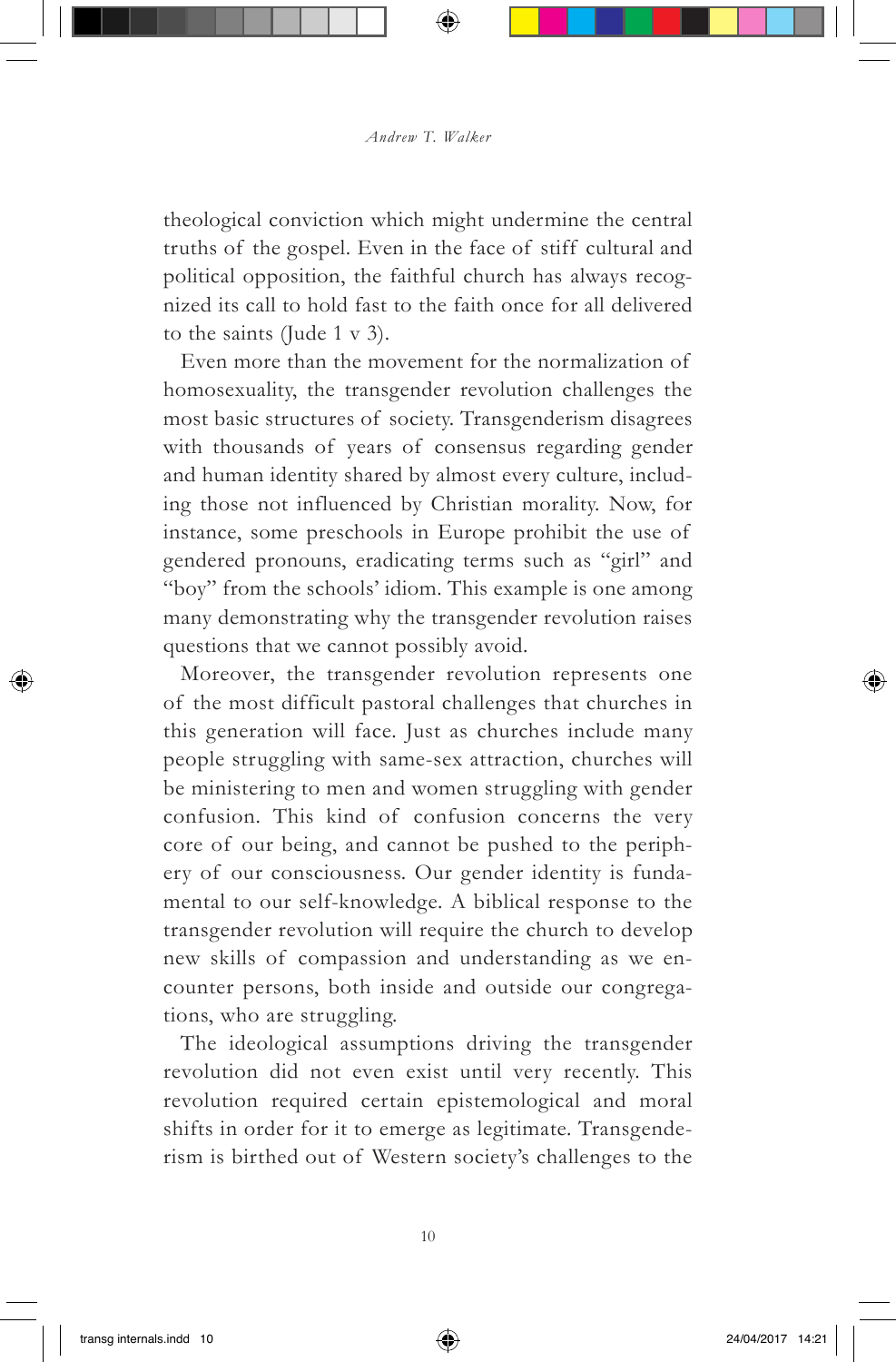theological conviction which might undermine the central truths of the gospel. Even in the face of stiff cultural and political opposition, the faithful church has always recognized its call to hold fast to the faith once for all delivered to the saints (Jude 1 v 3).

Even more than the movement for the normalization of homosexuality, the transgender revolution challenges the most basic structures of society. Transgenderism disagrees with thousands of years of consensus regarding gender and human identity shared by almost every culture, including those not influenced by Christian morality. Now, for instance, some preschools in Europe prohibit the use of gendered pronouns, eradicating terms such as "girl" and "boy" from the schools' idiom. This example is one among many demonstrating why the transgender revolution raises questions that we cannot possibly avoid.

Moreover, the transgender revolution represents one of the most difficult pastoral challenges that churches in this generation will face. Just as churches include many people struggling with same-sex attraction, churches will be ministering to men and women struggling with gender confusion. This kind of confusion concerns the very core of our being, and cannot be pushed to the periphery of our consciousness. Our gender identity is fundamental to our self-knowledge. A biblical response to the transgender revolution will require the church to develop new skills of compassion and understanding as we encounter persons, both inside and outside our congregations, who are struggling.

The ideological assumptions driving the transgender revolution did not even exist until very recently. This revolution required certain epistemological and moral shifts in order for it to emerge as legitimate. Transgenderism is birthed out of Western society's challenges to the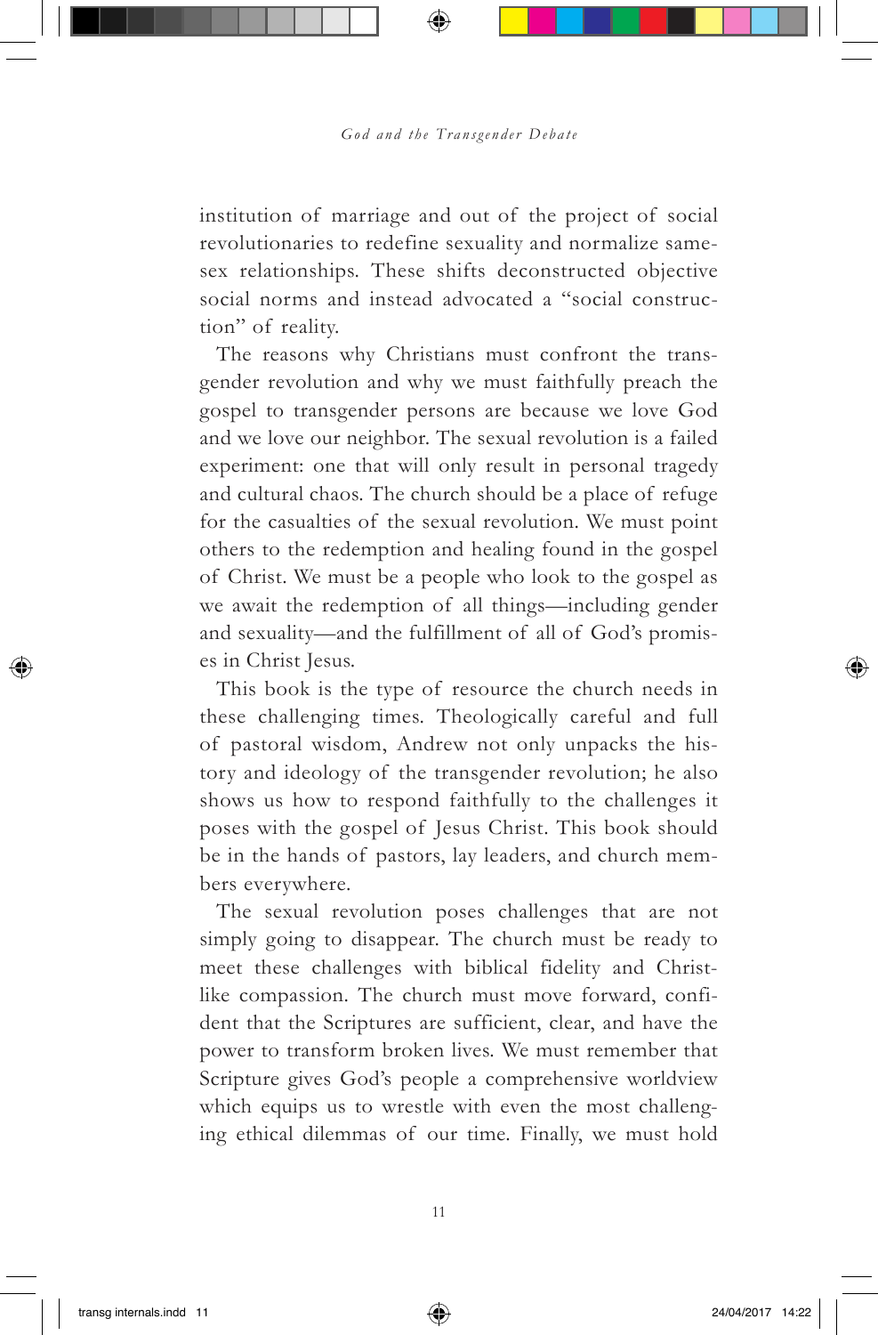institution of marriage and out of the project of social revolutionaries to redefine sexuality and normalize same-sex relationships. These shifts deconstructed objective social norms and instead advocated a "social construction" of reality.

The reasons why Christians must confront the transgender revolution and why we must faithfully preach the gospel to transgender persons are because we love God and we love our neighbor. The sexual revolution is a failed experiment: one that will only result in personal tragedy and cultural chaos. The church should be a place of refuge for the casualties of the sexual revolution. We must point others to the redemption and healing found in the gospel of Christ. We must be a people who look to the gospel as we await the redemption of all things—including gender and sexuality—and the fulfillment of all of God's promises in Christ Jesus.

This book is the type of resource the church needs in these challenging times. Theologically careful and full of pastoral wisdom, Andrew not only unpacks the history and ideology of the transgender revolution; he also shows us how to respond faithfully to the challenges it poses with the gospel of Jesus Christ. This book should be in the hands of pastors, lay leaders, and church members everywhere.

The sexual revolution poses challenges that are not simply going to disappear. The church must be ready to meet these challenges with biblical fidelity and Christ-like compassion. The church must move forward, confident that the Scriptures are sufficient, clear, and have the power to transform broken lives. We must remember that Scripture gives God's people a comprehensive worldview which equips us to wrestle with even the most challenging ethical dilemmas of our time. Finally, we must hold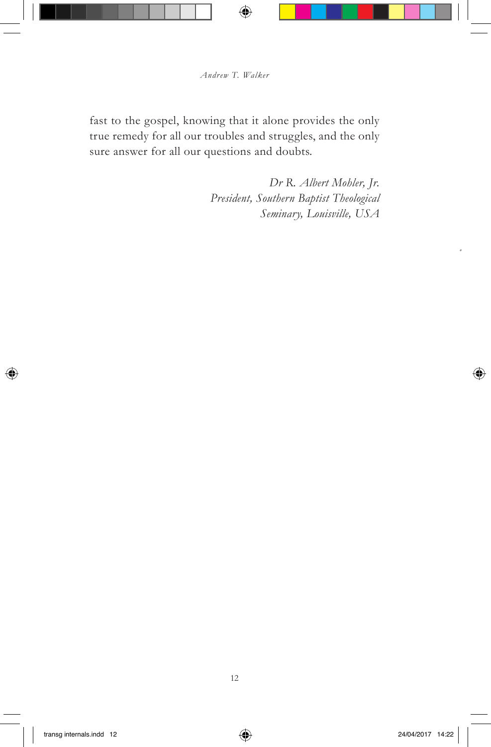fast to the gospel, knowing that it alone provides the only true remedy for all our troubles and struggles, and the only sure answer for all our questions and doubts.

*Dr R. Albert Mohler, Jr.*
*President, Southern Baptist Theological Seminary, Louisville, USA*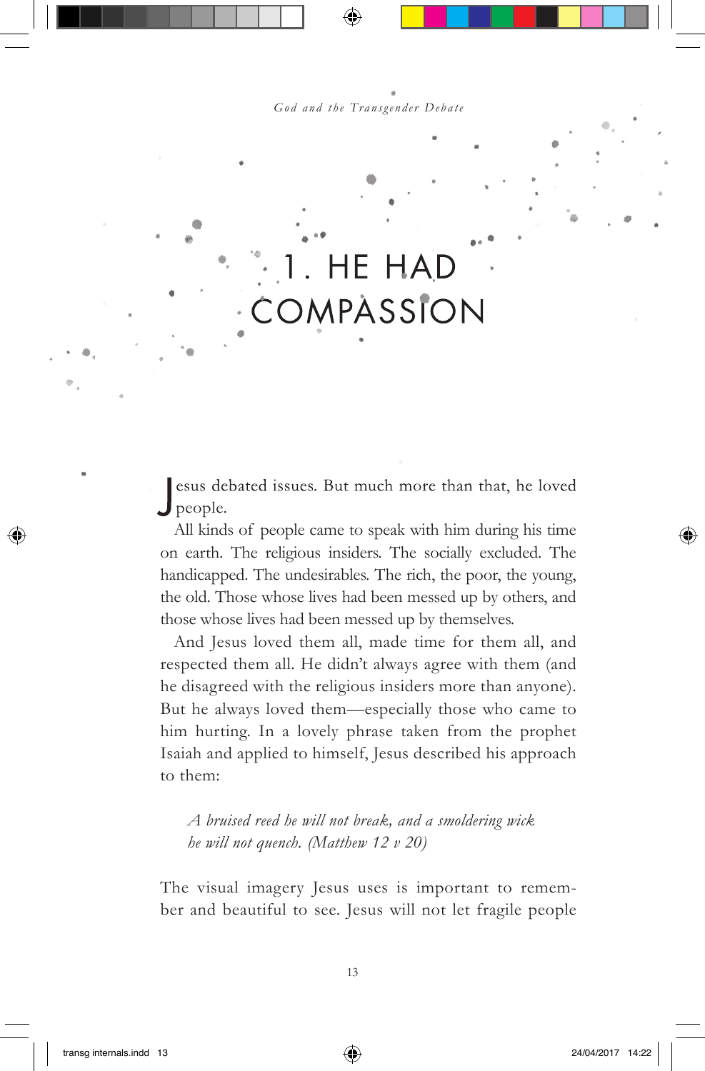# 1. HE HAD COMPASSION

Jesus debated issues. But much more than that, he loved people.

All kinds of people came to speak with him during his time on earth. The religious insiders. The socially excluded. The handicapped. The undesirables. The rich, the poor, the young, the old. Those whose lives had been messed up by others, and those whose lives had been messed up by themselves.

And Jesus loved them all, made time for them all, and respected them all. He didn't always agree with them (and he disagreed with the religious insiders more than anyone). But he always loved them—especially those who came to him hurting. In a lovely phrase taken from the prophet Isaiah and applied to himself, Jesus described his approach to them:

> *A bruised reed he will not break, and a smoldering wick he will not quench. (Matthew 12 v 20)*

The visual imagery Jesus uses is important to remember and beautiful to see. Jesus will not let fragile people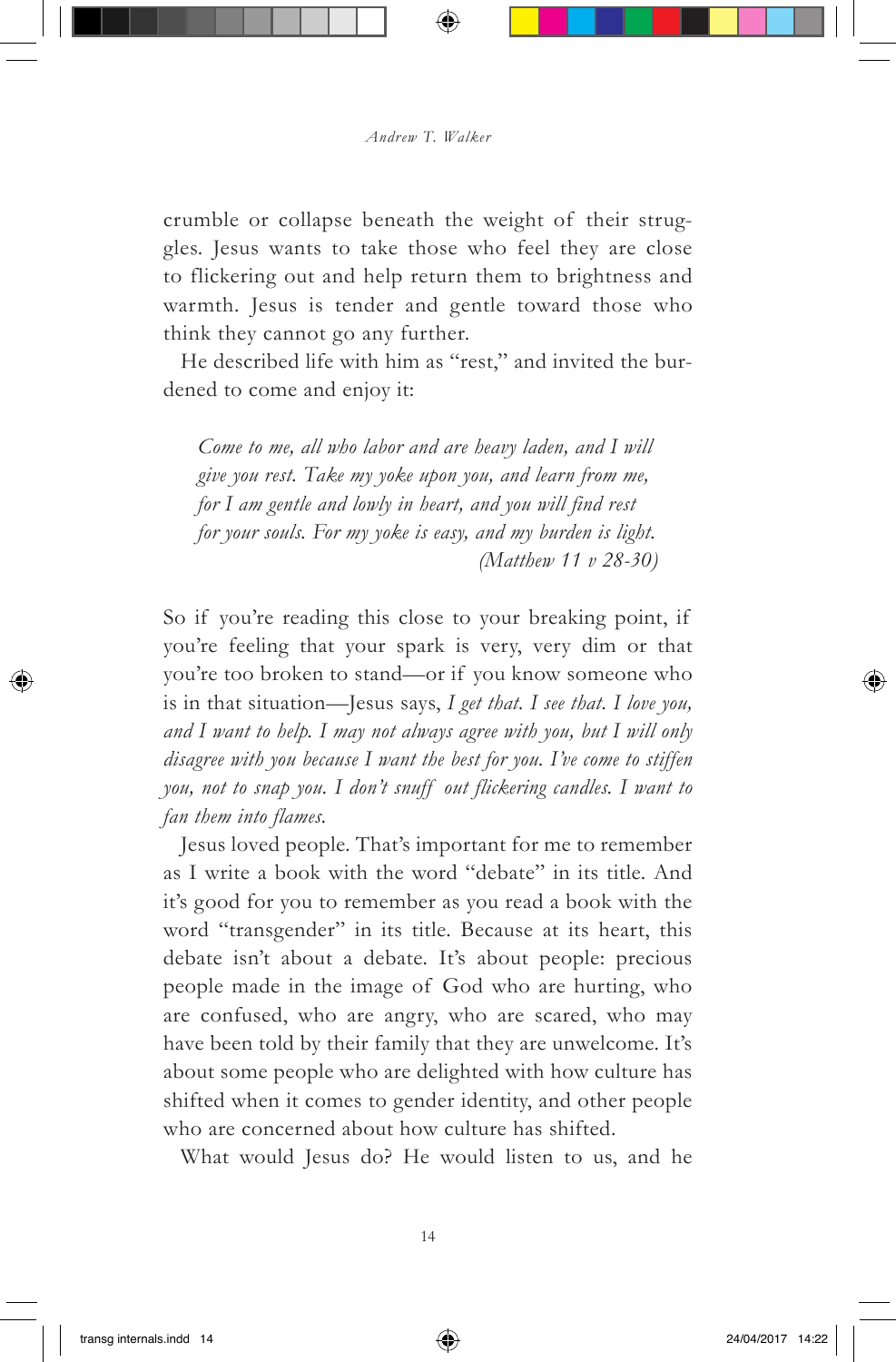crumble or collapse beneath the weight of their struggles. Jesus wants to take those who feel they are close to flickering out and help return them to brightness and warmth. Jesus is tender and gentle toward those who think they cannot go any further.

He described life with him as "rest," and invited the burdened to come and enjoy it:

> *Come to me, all who labor and are heavy laden, and I will give you rest. Take my yoke upon you, and learn from me, for I am gentle and lowly in heart, and you will find rest for your souls. For my yoke is easy, and my burden is light.*
> *(Matthew 11 v 28-30)*

So if you're reading this close to your breaking point, if you're feeling that your spark is very, very dim or that you're too broken to stand—or if you know someone who is in that situation—Jesus says, *I get that. I see that. I love you, and I want to help. I may not always agree with you, but I will only disagree with you because I want the best for you. I've come to stiffen you, not to snap you. I don't snuff out flickering candles. I want to fan them into flames.*

Jesus loved people. That's important for me to remember as I write a book with the word "debate" in its title. And it's good for you to remember as you read a book with the word "transgender" in its title. Because at its heart, this debate isn't about a debate. It's about people: precious people made in the image of God who are hurting, who are confused, who are angry, who are scared, who may have been told by their family that they are unwelcome. It's about some people who are delighted with how culture has shifted when it comes to gender identity, and other people who are concerned about how culture has shifted.

What would Jesus do? He would listen to us, and he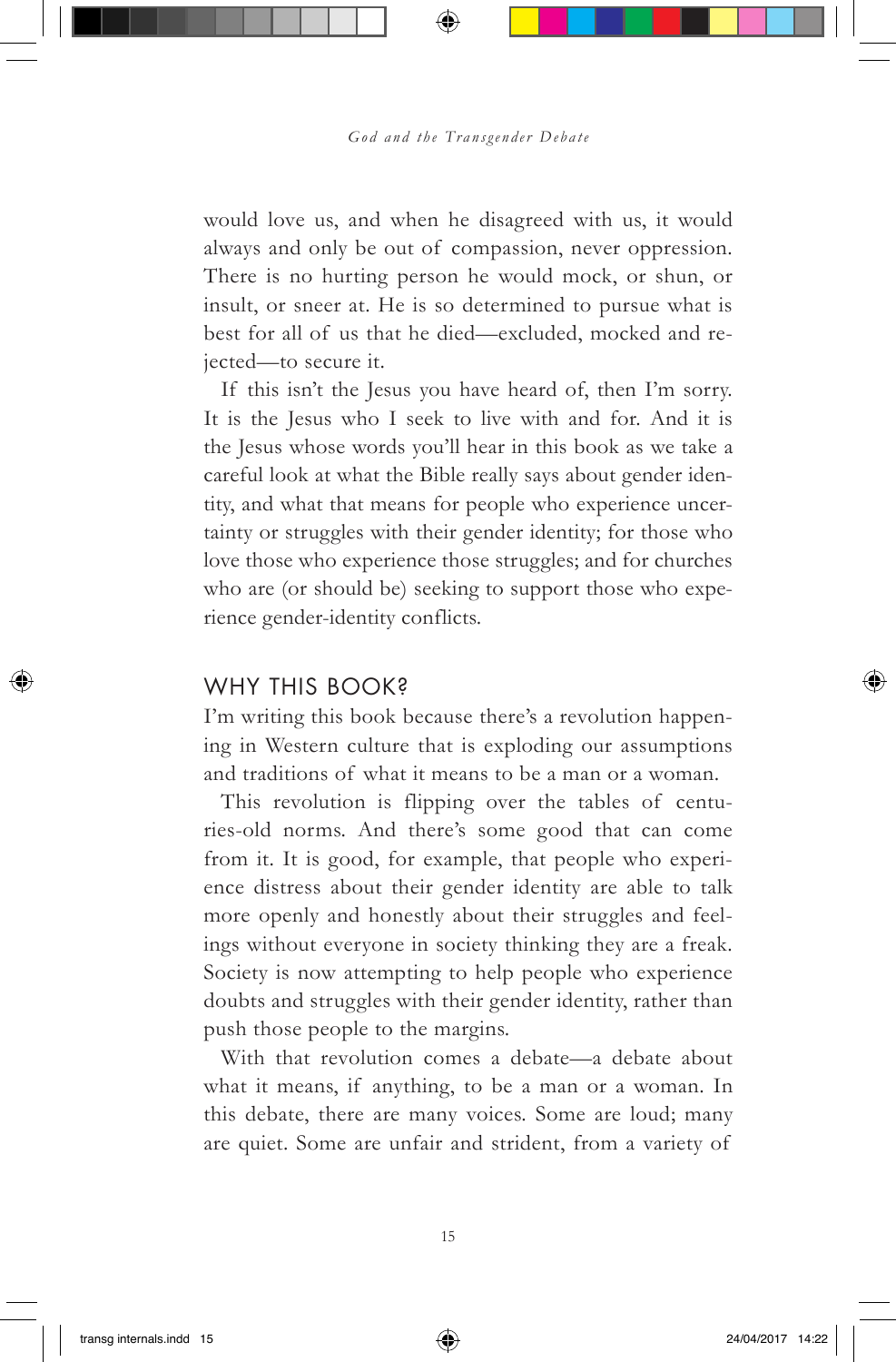would love us, and when he disagreed with us, it would always and only be out of compassion, never oppression. There is no hurting person he would mock, or shun, or insult, or sneer at. He is so determined to pursue what is best for all of us that he died—excluded, mocked and rejected—to secure it.

If this isn't the Jesus you have heard of, then I'm sorry. It is the Jesus who I seek to live with and for. And it is the Jesus whose words you'll hear in this book as we take a careful look at what the Bible really says about gender identity, and what that means for people who experience uncertainty or struggles with their gender identity; for those who love those who experience those struggles; and for churches who are (or should be) seeking to support those who experience gender-identity conflicts.

## WHY THIS BOOK?

I'm writing this book because there's a revolution happening in Western culture that is exploding our assumptions and traditions of what it means to be a man or a woman.

This revolution is flipping over the tables of centuries-old norms. And there's some good that can come from it. It is good, for example, that people who experience distress about their gender identity are able to talk more openly and honestly about their struggles and feelings without everyone in society thinking they are a freak. Society is now attempting to help people who experience doubts and struggles with their gender identity, rather than push those people to the margins.

With that revolution comes a debate—a debate about what it means, if anything, to be a man or a woman. In this debate, there are many voices. Some are loud; many are quiet. Some are unfair and strident, from a variety of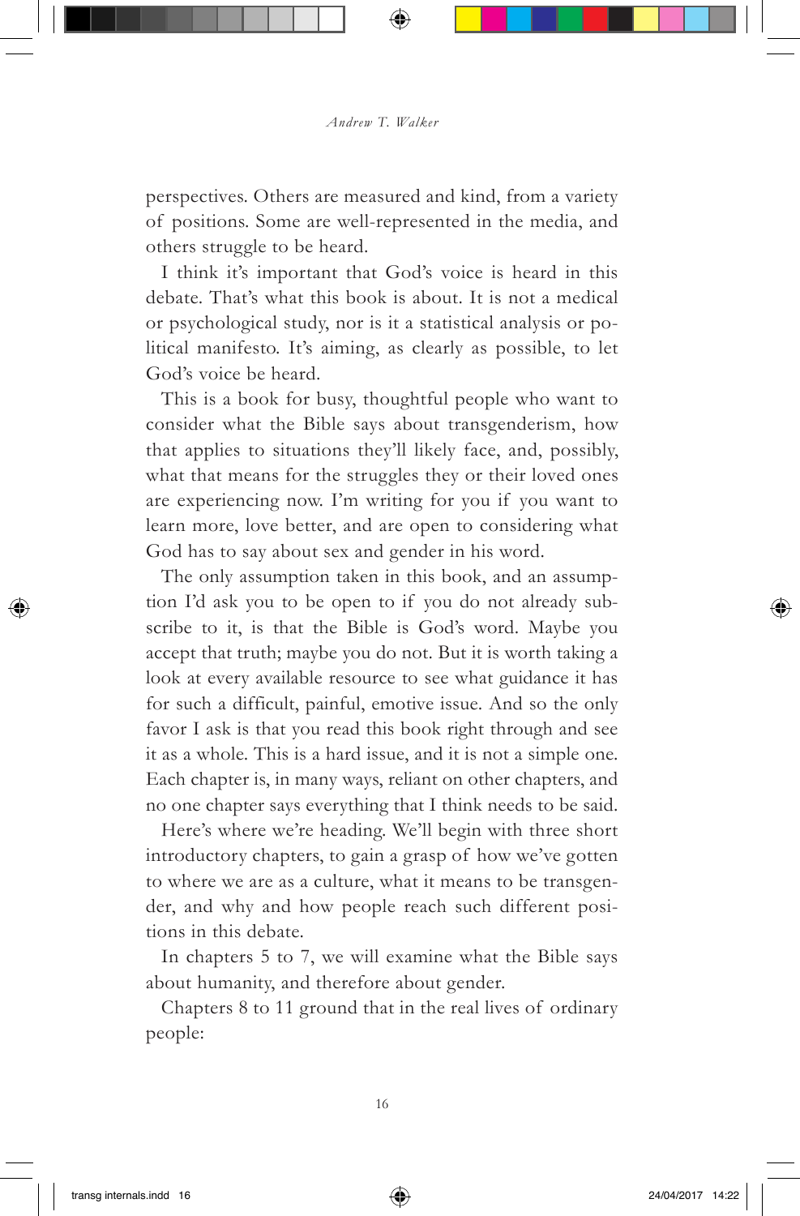perspectives. Others are measured and kind, from a variety of positions. Some are well-represented in the media, and others struggle to be heard.

I think it's important that God's voice is heard in this debate. That's what this book is about. It is not a medical or psychological study, nor is it a statistical analysis or political manifesto. It's aiming, as clearly as possible, to let God's voice be heard.

This is a book for busy, thoughtful people who want to consider what the Bible says about transgenderism, how that applies to situations they'll likely face, and, possibly, what that means for the struggles they or their loved ones are experiencing now. I'm writing for you if you want to learn more, love better, and are open to considering what God has to say about sex and gender in his word.

The only assumption taken in this book, and an assumption I'd ask you to be open to if you do not already subscribe to it, is that the Bible is God's word. Maybe you accept that truth; maybe you do not. But it is worth taking a look at every available resource to see what guidance it has for such a difficult, painful, emotive issue. And so the only favor I ask is that you read this book right through and see it as a whole. This is a hard issue, and it is not a simple one. Each chapter is, in many ways, reliant on other chapters, and no one chapter says everything that I think needs to be said.

Here's where we're heading. We'll begin with three short introductory chapters, to gain a grasp of how we've gotten to where we are as a culture, what it means to be transgender, and why and how people reach such different positions in this debate.

In chapters 5 to 7, we will examine what the Bible says about humanity, and therefore about gender.

Chapters 8 to 11 ground that in the real lives of ordinary people: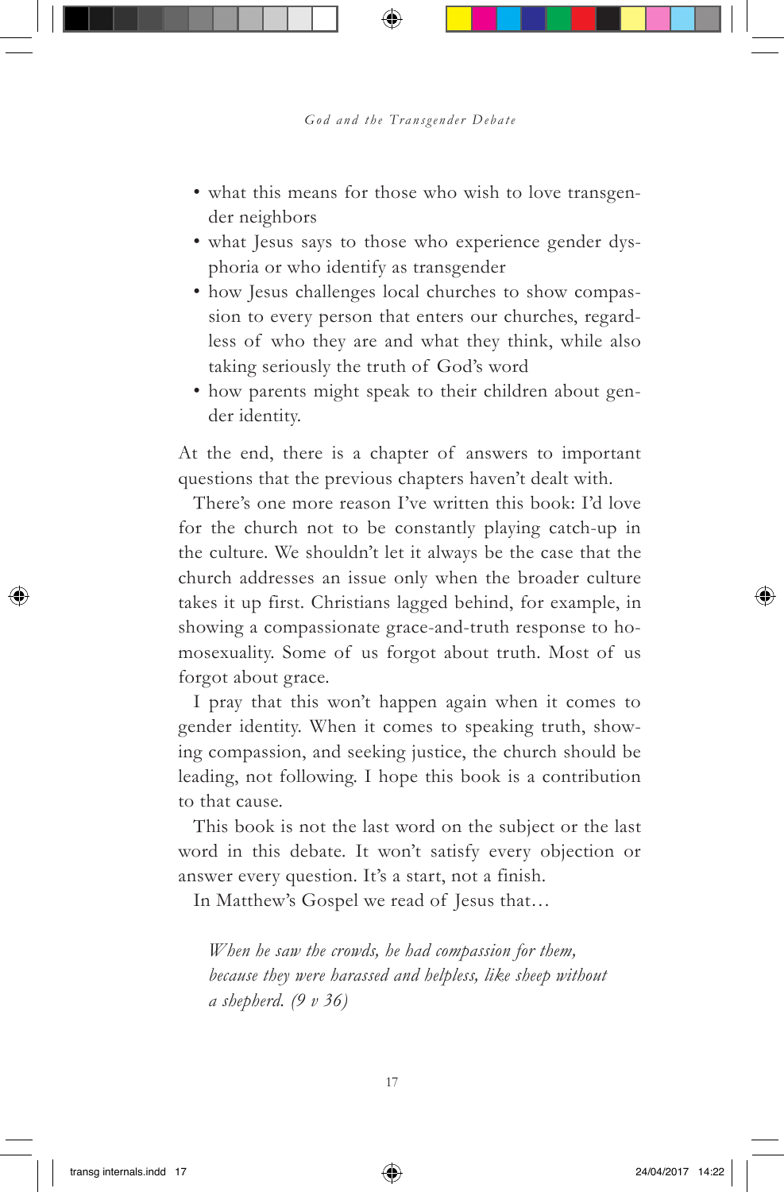- what this means for those who wish to love transgender neighbors
- what Jesus says to those who experience gender dysphoria or who identify as transgender
- how Jesus challenges local churches to show compassion to every person that enters our churches, regardless of who they are and what they think, while also taking seriously the truth of God's word
- how parents might speak to their children about gender identity.

At the end, there is a chapter of answers to important questions that the previous chapters haven't dealt with.

There's one more reason I've written this book: I'd love for the church not to be constantly playing catch-up in the culture. We shouldn't let it always be the case that the church addresses an issue only when the broader culture takes it up first. Christians lagged behind, for example, in showing a compassionate grace-and-truth response to homosexuality. Some of us forgot about truth. Most of us forgot about grace.

I pray that this won't happen again when it comes to gender identity. When it comes to speaking truth, showing compassion, and seeking justice, the church should be leading, not following. I hope this book is a contribution to that cause.

This book is not the last word on the subject or the last word in this debate. It won't satisfy every objection or answer every question. It's a start, not a finish.

In Matthew's Gospel we read of Jesus that…

> *When he saw the crowds, he had compassion for them, because they were harassed and helpless, like sheep without a shepherd. (9 v 36)*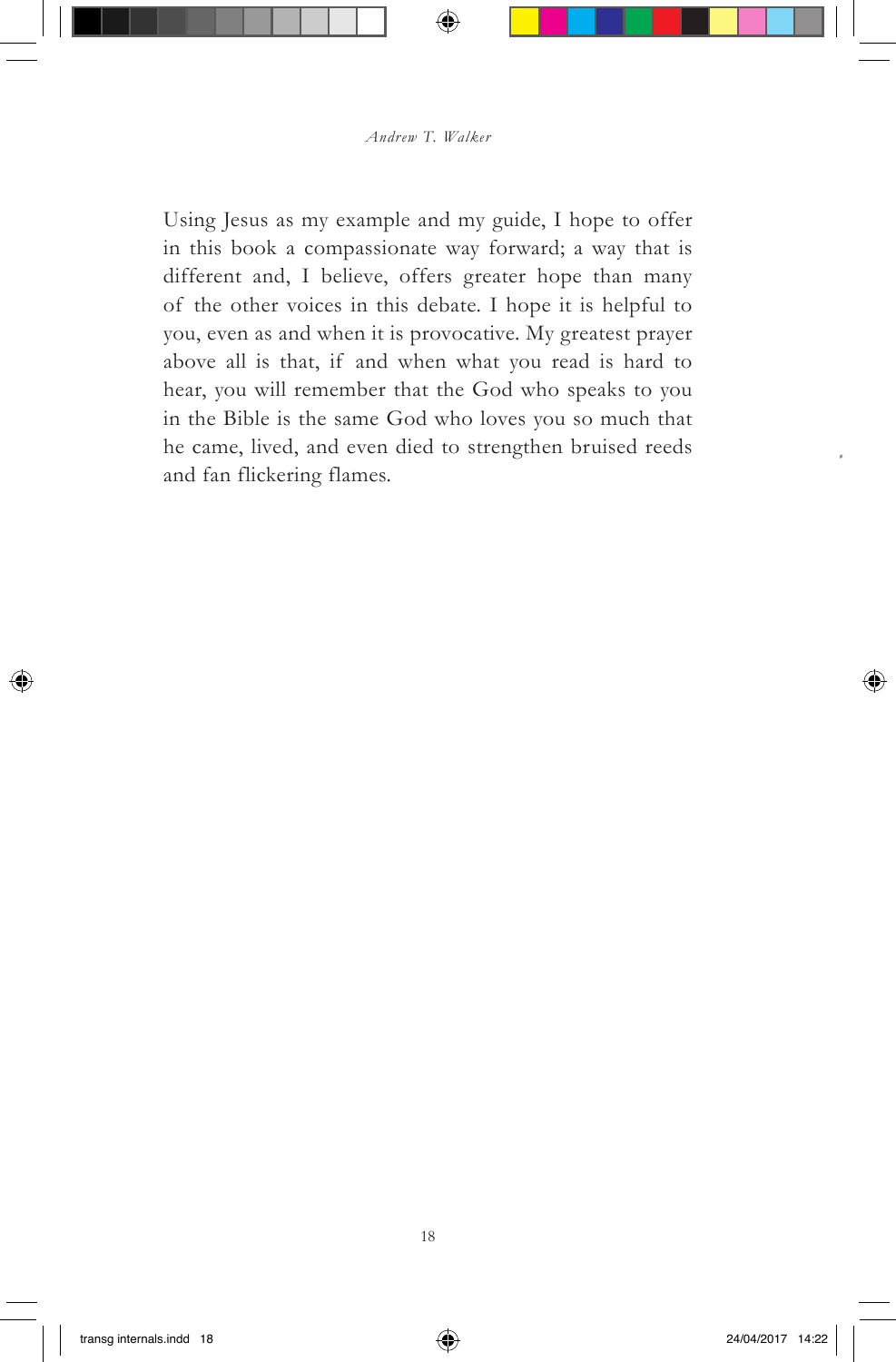Using Jesus as my example and my guide, I hope to offer in this book a compassionate way forward; a way that is different and, I believe, offers greater hope than many of the other voices in this debate. I hope it is helpful to you, even as and when it is provocative. My greatest prayer above all is that, if and when what you read is hard to hear, you will remember that the God who speaks to you in the Bible is the same God who loves you so much that he came, lived, and even died to strengthen bruised reeds and fan flickering flames.